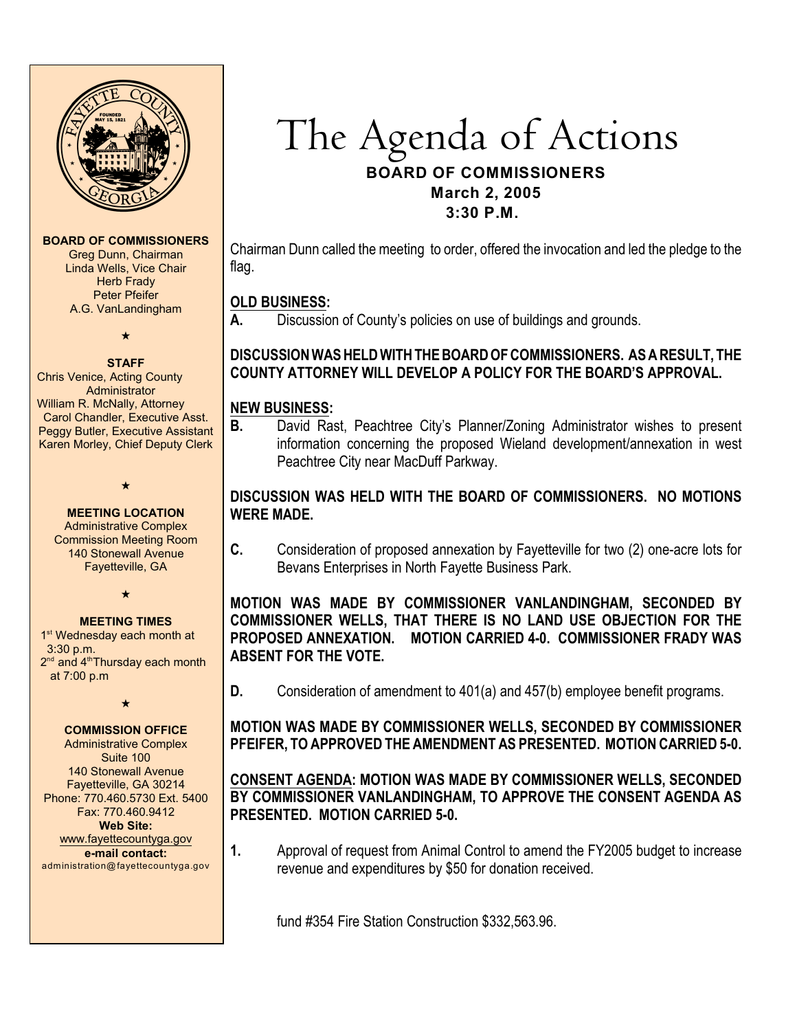# The Agenda of Actions

## BOARD OF COMMISSIONERS
**March 2, 2005**
**3:30 P.M.**

**BOARD OF COMMISSIONERS**
Greg Dunn, Chairman
Linda Wells, Vice Chair
Herb Frady
Peter Pfeifer
A.G. VanLandingham

★

**STAFF**
Chris Venice, Acting County Administrator
William R. McNally, Attorney
Carol Chandler, Executive Asst.
Peggy Butler, Executive Assistant
Karen Morley, Chief Deputy Clerk

★

**MEETING LOCATION**
Administrative Complex
Commission Meeting Room
140 Stonewall Avenue
Fayetteville, GA

★

**MEETING TIMES**
1st Wednesday each month at 3:30 p.m.
2nd and 4th Thursday each month at 7:00 p.m

★

**COMMISSION OFFICE**
Administrative Complex
Suite 100
140 Stonewall Avenue
Fayetteville, GA 30214
Phone: 770.460.5730 Ext. 5400
Fax: 770.460.9412
**Web Site:**
www.fayettecountyga.gov
**e-mail contact:**
administration@fayettecountyga.gov

Chairman Dunn called the meeting to order, offered the invocation and led the pledge to the flag.

**OLD BUSINESS:**

**A.** Discussion of County's policies on use of buildings and grounds.

**DISCUSSION WAS HELD WITH THE BOARD OF COMMISSIONERS. AS A RESULT, THE COUNTY ATTORNEY WILL DEVELOP A POLICY FOR THE BOARD'S APPROVAL.**

**NEW BUSINESS:**

**B.** David Rast, Peachtree City's Planner/Zoning Administrator wishes to present information concerning the proposed Wieland development/annexation in west Peachtree City near MacDuff Parkway.

**DISCUSSION WAS HELD WITH THE BOARD OF COMMISSIONERS. NO MOTIONS WERE MADE.**

**C.** Consideration of proposed annexation by Fayetteville for two (2) one-acre lots for Bevans Enterprises in North Fayette Business Park.

**MOTION WAS MADE BY COMMISSIONER VANLANDINGHAM, SECONDED BY COMMISSIONER WELLS, THAT THERE IS NO LAND USE OBJECTION FOR THE PROPOSED ANNEXATION. MOTION CARRIED 4-0. COMMISSIONER FRADY WAS ABSENT FOR THE VOTE.**

**D.** Consideration of amendment to 401(a) and 457(b) employee benefit programs.

**MOTION WAS MADE BY COMMISSIONER WELLS, SECONDED BY COMMISSIONER PFEIFER, TO APPROVED THE AMENDMENT AS PRESENTED. MOTION CARRIED 5-0.**

**CONSENT AGENDA: MOTION WAS MADE BY COMMISSIONER WELLS, SECONDED BY COMMISSIONER VANLANDINGHAM, TO APPROVE THE CONSENT AGENDA AS PRESENTED. MOTION CARRIED 5-0.**

**1.** Approval of request from Animal Control to amend the FY2005 budget to increase revenue and expenditures by $50 for donation received.

fund #354 Fire Station Construction $332,563.96.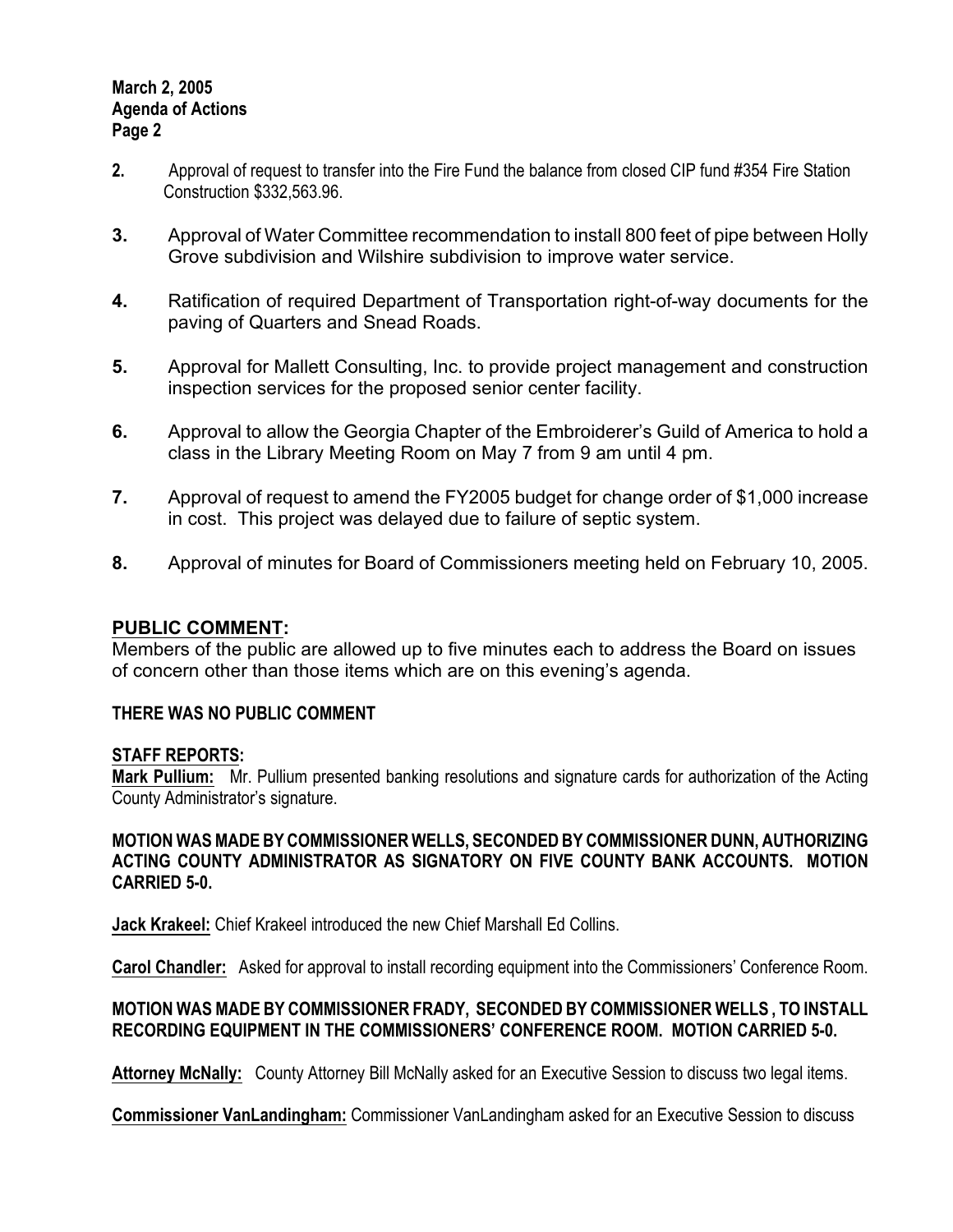2. Approval of request to transfer into the Fire Fund the balance from closed CIP fund #354 Fire Station Construction $332,563.96.

3. Approval of Water Committee recommendation to install 800 feet of pipe between Holly Grove subdivision and Wilshire subdivision to improve water service.

4. Ratification of required Department of Transportation right-of-way documents for the paving of Quarters and Snead Roads.

5. Approval for Mallett Consulting, Inc. to provide project management and construction inspection services for the proposed senior center facility.

6. Approval to allow the Georgia Chapter of the Embroiderer's Guild of America to hold a class in the Library Meeting Room on May 7 from 9 am until 4 pm.

7. Approval of request to amend the FY2005 budget for change order of $1,000 increase in cost. This project was delayed due to failure of septic system.

8. Approval of minutes for Board of Commissioners meeting held on February 10, 2005.

## PUBLIC COMMENT:

Members of the public are allowed up to five minutes each to address the Board on issues of concern other than those items which are on this evening's agenda.

**THERE WAS NO PUBLIC COMMENT**

**STAFF REPORTS:**

**Mark Pullium:** Mr. Pullium presented banking resolutions and signature cards for authorization of the Acting County Administrator's signature.

**MOTION WAS MADE BY COMMISSIONER WELLS, SECONDED BY COMMISSIONER DUNN, AUTHORIZING ACTING COUNTY ADMINISTRATOR AS SIGNATORY ON FIVE COUNTY BANK ACCOUNTS. MOTION CARRIED 5-0.**

**Jack Krakeel:** Chief Krakeel introduced the new Chief Marshall Ed Collins.

**Carol Chandler:** Asked for approval to install recording equipment into the Commissioners' Conference Room.

**MOTION WAS MADE BY COMMISSIONER FRADY, SECONDED BY COMMISSIONER WELLS , TO INSTALL RECORDING EQUIPMENT IN THE COMMISSIONERS' CONFERENCE ROOM. MOTION CARRIED 5-0.**

**Attorney McNally:** County Attorney Bill McNally asked for an Executive Session to discuss two legal items.

**Commissioner VanLandingham:** Commissioner VanLandingham asked for an Executive Session to discuss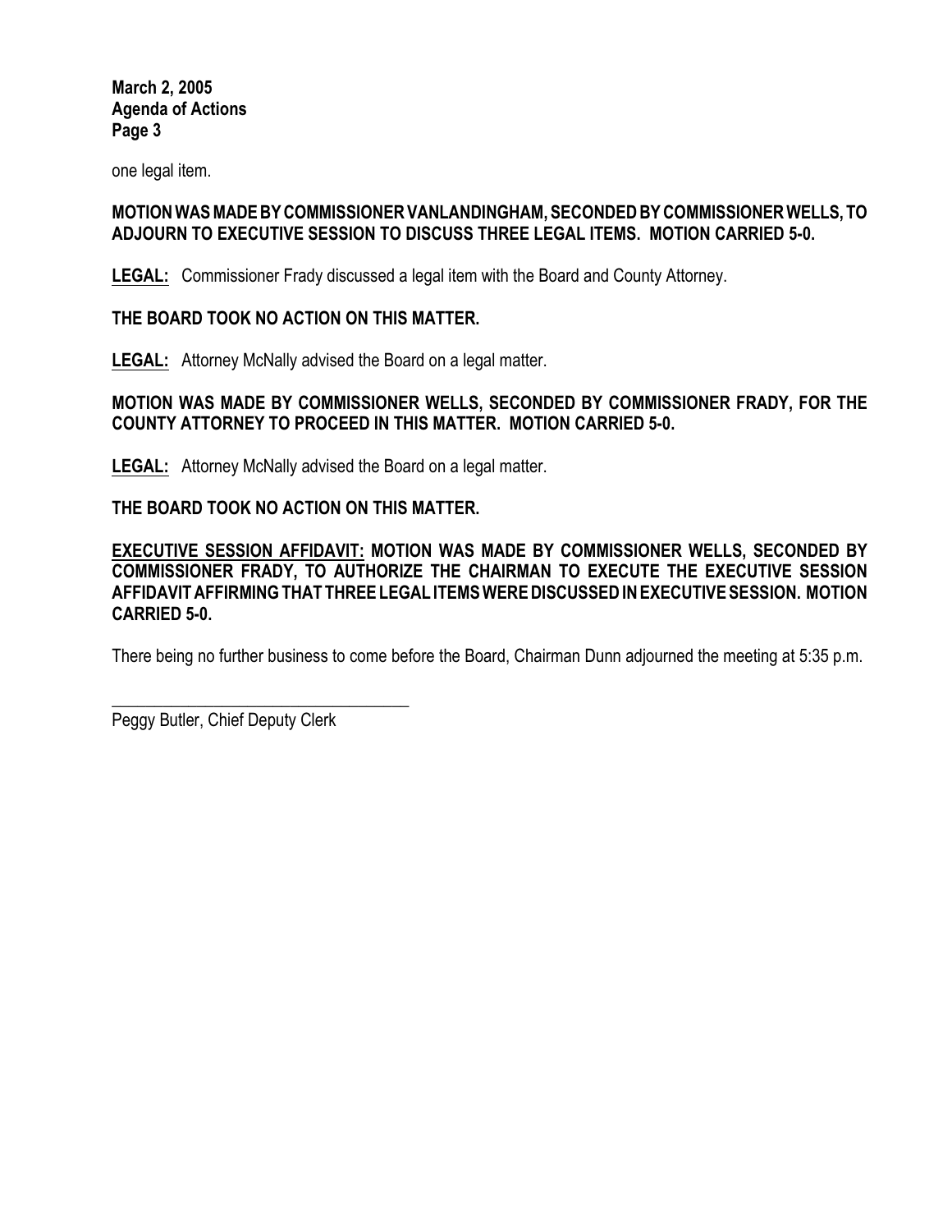one legal item.

**MOTION WAS MADE BY COMMISSIONER VANLANDINGHAM, SECONDED BY COMMISSIONER WELLS, TO ADJOURN TO EXECUTIVE SESSION TO DISCUSS THREE LEGAL ITEMS. MOTION CARRIED 5-0.**

**LEGAL:** Commissioner Frady discussed a legal item with the Board and County Attorney.

**THE BOARD TOOK NO ACTION ON THIS MATTER.**

**LEGAL:** Attorney McNally advised the Board on a legal matter.

**MOTION WAS MADE BY COMMISSIONER WELLS, SECONDED BY COMMISSIONER FRADY, FOR THE COUNTY ATTORNEY TO PROCEED IN THIS MATTER. MOTION CARRIED 5-0.**

**LEGAL:** Attorney McNally advised the Board on a legal matter.

**THE BOARD TOOK NO ACTION ON THIS MATTER.**

**EXECUTIVE SESSION AFFIDAVIT: MOTION WAS MADE BY COMMISSIONER WELLS, SECONDED BY COMMISSIONER FRADY, TO AUTHORIZE THE CHAIRMAN TO EXECUTE THE EXECUTIVE SESSION AFFIDAVIT AFFIRMING THAT THREE LEGAL ITEMS WERE DISCUSSED IN EXECUTIVE SESSION. MOTION CARRIED 5-0.**

There being no further business to come before the Board, Chairman Dunn adjourned the meeting at 5:35 p.m.

___________________________________

Peggy Butler, Chief Deputy Clerk